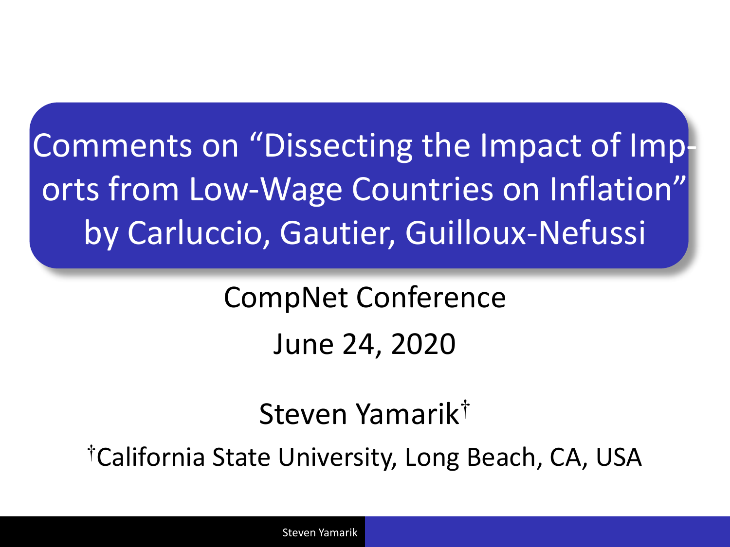# Comments on "Dissecting the Impact of Imports from Low-Wage Countries on Inflation" by Carluccio, Gautier, Guilloux-Nefussi

CompNet Conference

June 24, 2020

Steven Yamarik[†]

[†]California State University, Long Beach, CA, USA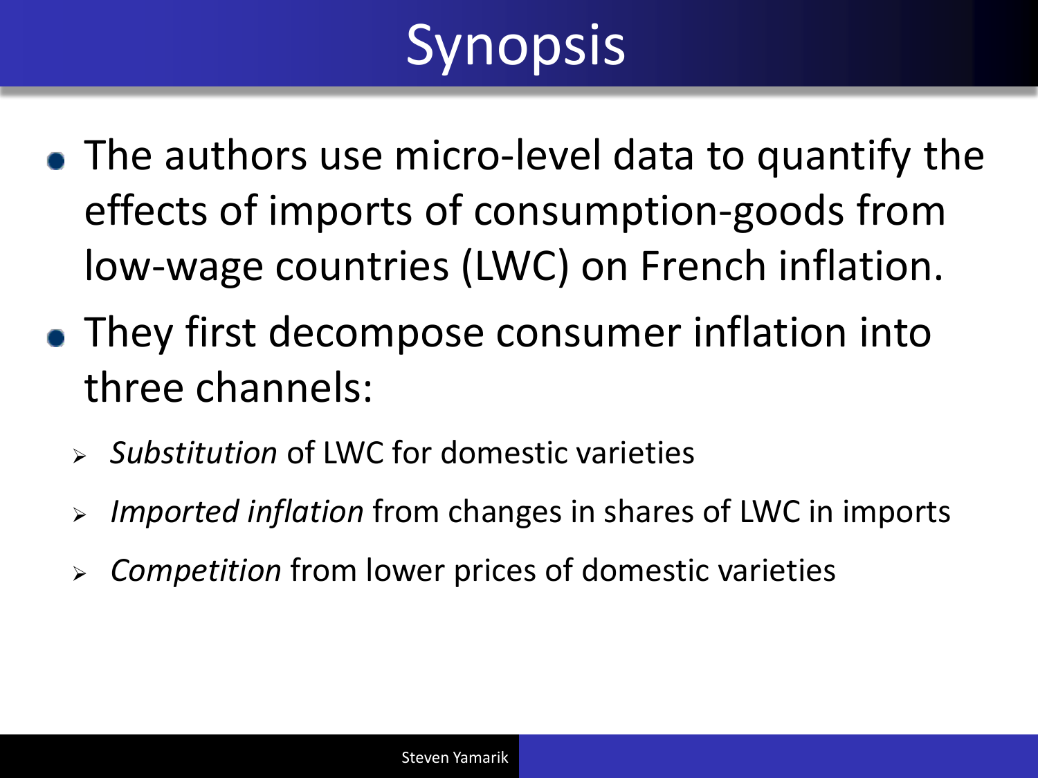# Synopsis

- The authors use micro-level data to quantify the effects of imports of consumption-goods from low-wage countries (LWC) on French inflation.
- They first decompose consumer inflation into three channels:
  - *Substitution* of LWC for domestic varieties
  - *Imported inflation* from changes in shares of LWC in imports
  - *Competition* from lower prices of domestic varieties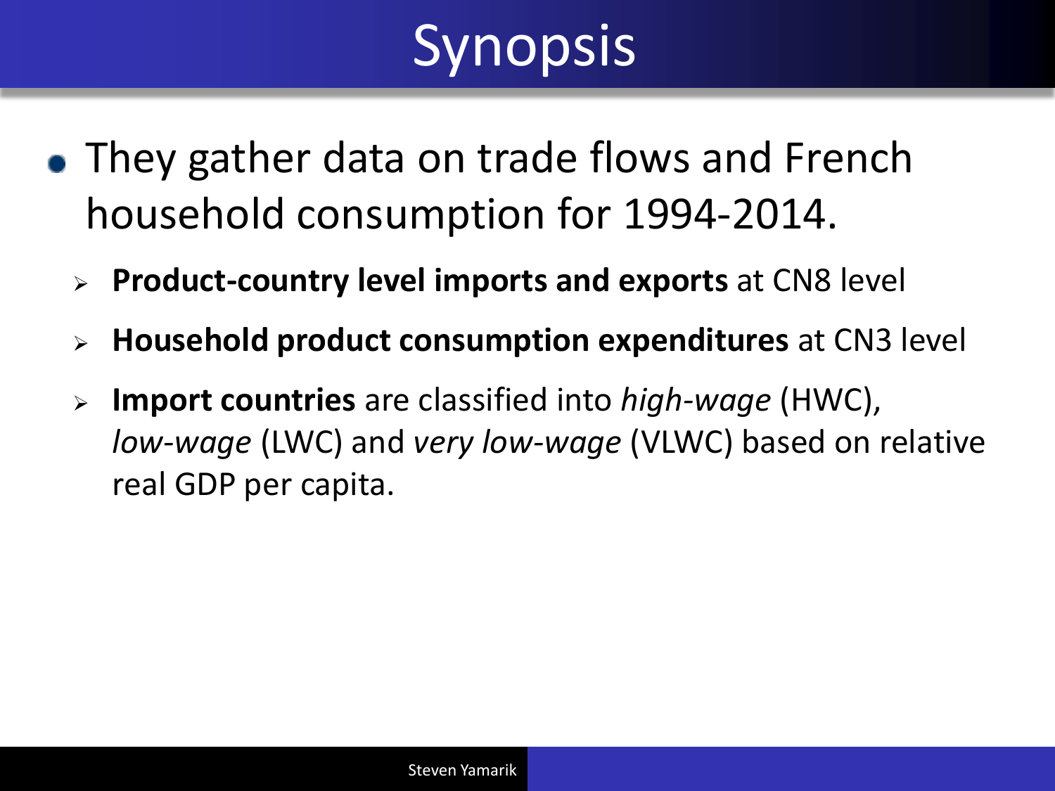# Synopsis

- They gather data on trade flows and French household consumption for 1994-2014.
  - **Product-country level imports and exports** at CN8 level
  - **Household product consumption expenditures** at CN3 level
  - **Import countries** are classified into *high-wage* (HWC), *low-wage* (LWC) and *very low-wage* (VLWC) based on relative real GDP per capita.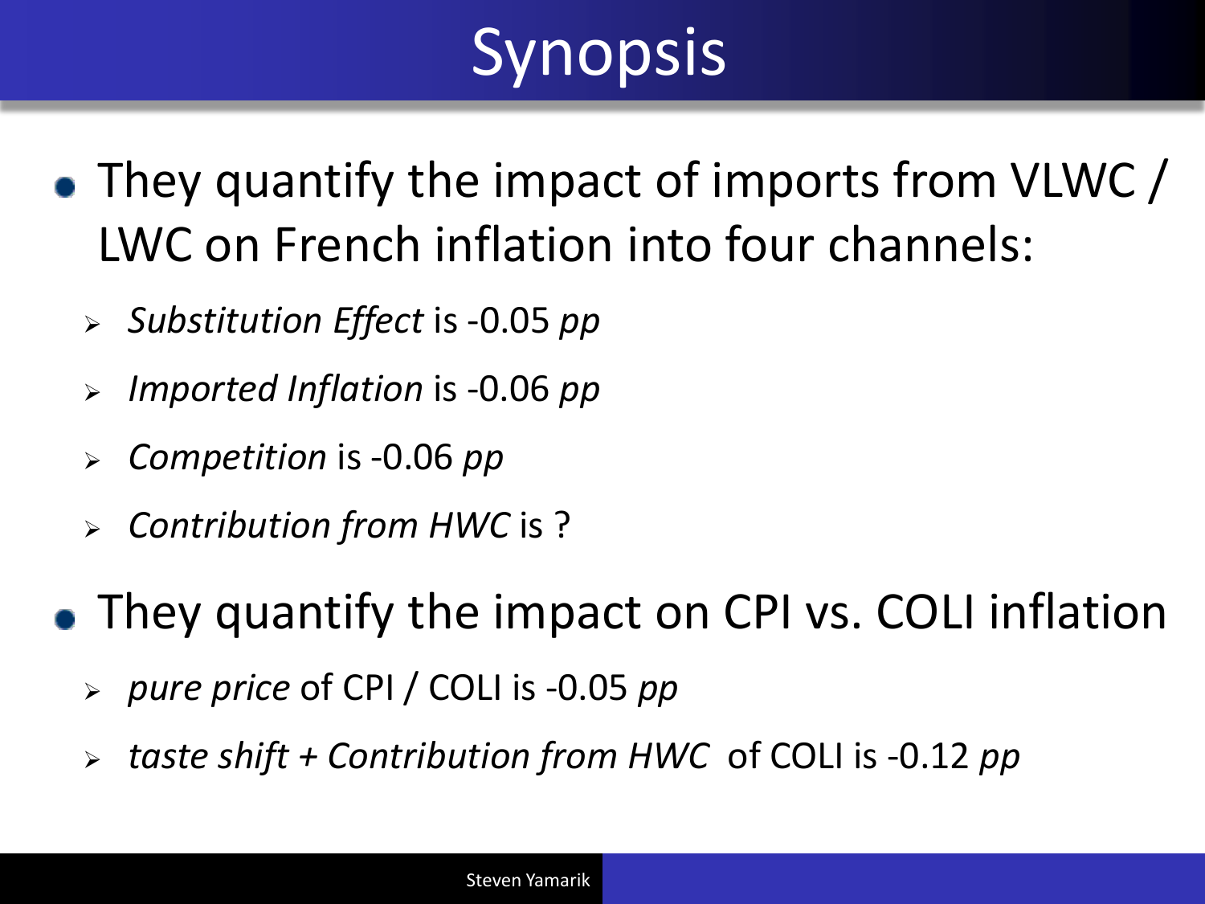# Synopsis

- They quantify the impact of imports from VLWC / LWC on French inflation into four channels:
  - *Substitution Effect* is -0.05 *pp*
  - *Imported Inflation* is -0.06 *pp*
  - *Competition* is -0.06 *pp*
  - *Contribution from HWC* is ?
- They quantify the impact on CPI vs. COLI inflation
  - *pure price* of CPI / COLI is -0.05 *pp*
  - *taste shift + Contribution from HWC* of COLI is -0.12 *pp*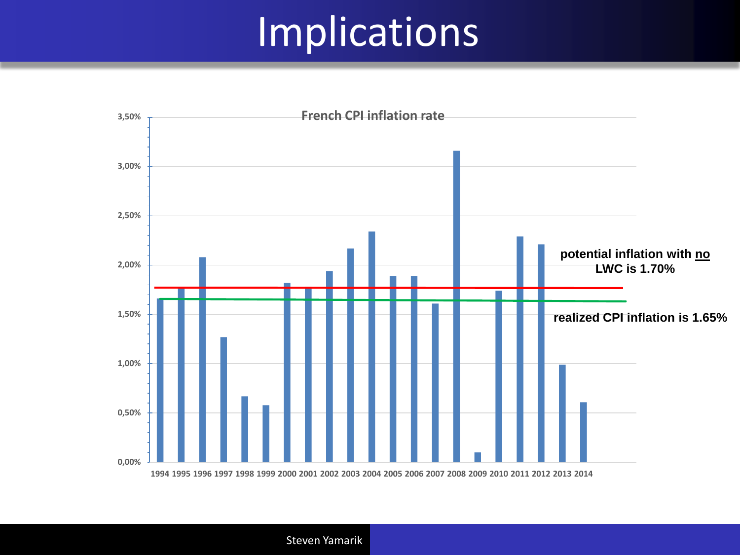# Implications

**French CPI inflation rate**

**potential inflation with no LWC is 1.70%**

**realized CPI inflation is 1.65%**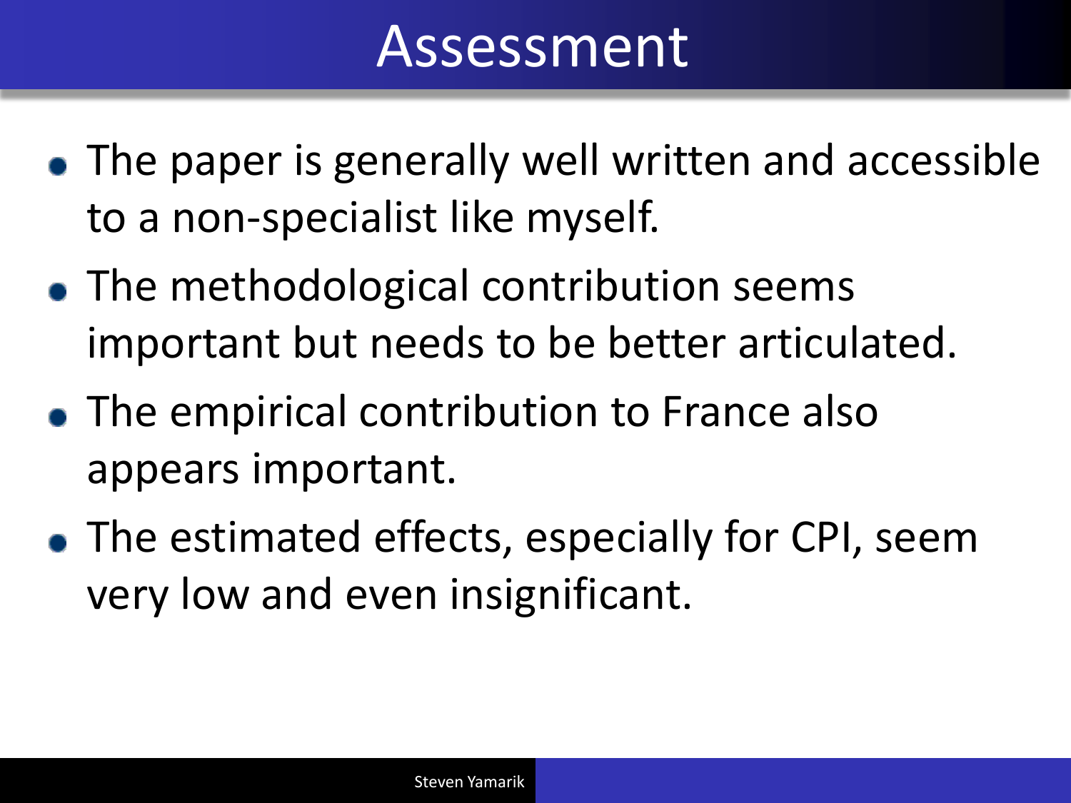# Assessment

- The paper is generally well written and accessible to a non-specialist like myself.
- The methodological contribution seems important but needs to be better articulated.
- The empirical contribution to France also appears important.
- The estimated effects, especially for CPI, seem very low and even insignificant.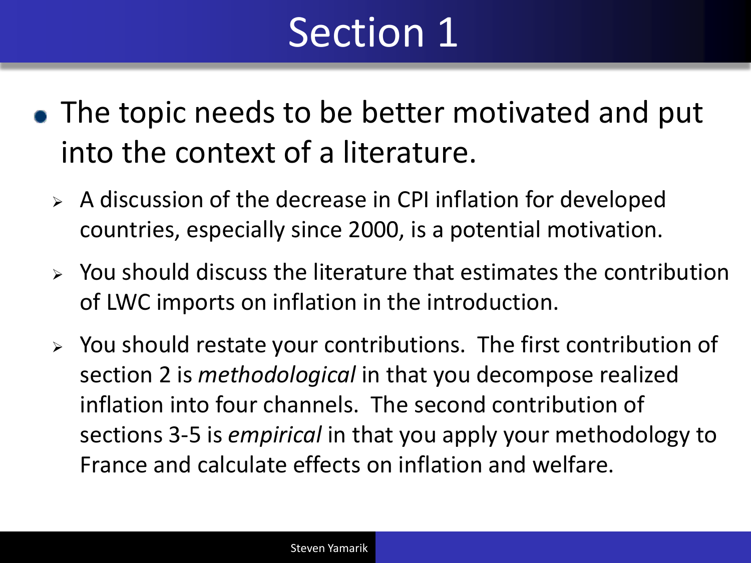# Section 1

- The topic needs to be better motivated and put into the context of a literature.
  - A discussion of the decrease in CPI inflation for developed countries, especially since 2000, is a potential motivation.
  - You should discuss the literature that estimates the contribution of LWC imports on inflation in the introduction.
  - You should restate your contributions. The first contribution of section 2 is *methodological* in that you decompose realized inflation into four channels. The second contribution of sections 3-5 is *empirical* in that you apply your methodology to France and calculate effects on inflation and welfare.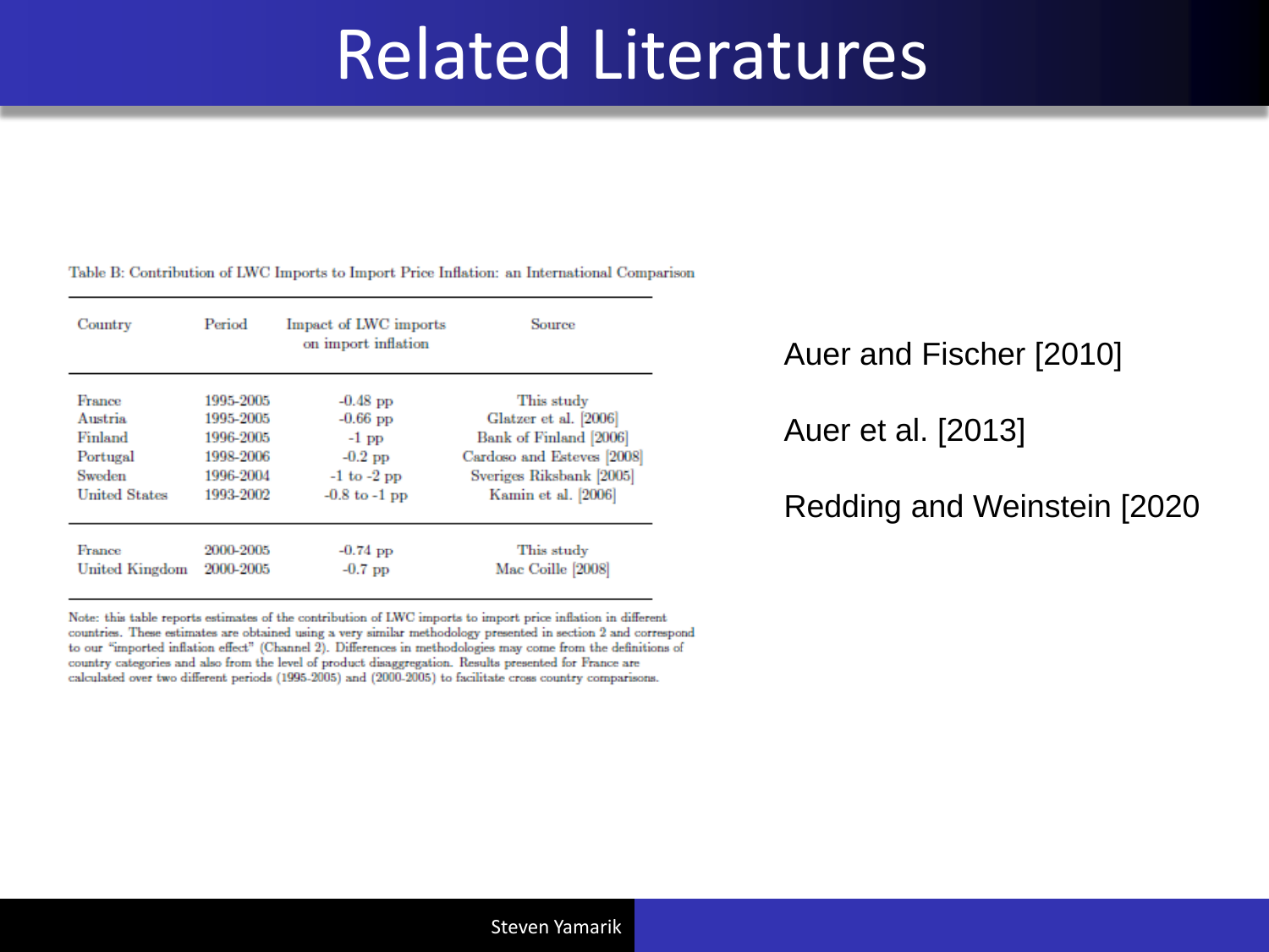# Related Literatures

Table B: Contribution of LWC Imports to Import Price Inflation: an International Comparison

| Country | Period | Impact of LWC imports on import inflation | Source |
|---|---|---|---|
| France | 1995-2005 | -0.48 pp | This study |
| Austria | 1995-2005 | -0.66 pp | Glatzer et al. [2006] |
| Finland | 1996-2005 | -1 pp | Bank of Finland [2006] |
| Portugal | 1998-2006 | -0.2 pp | Cardoso and Esteves [2008] |
| Sweden | 1996-2004 | -1 to -2 pp | Sveriges Riksbank [2005] |
| United States | 1993-2002 | -0.8 to -1 pp | Kamin et al. [2006] |
| France | 2000-2005 | -0.74 pp | This study |
| United Kingdom | 2000-2005 | -0.7 pp | Mac Coille [2008] |

Note: this table reports estimates of the contribution of LWC imports to import price inflation in different countries. These estimates are obtained using a very similar methodology presented in section 2 and correspond to our "imported inflation effect" (Channel 2). Differences in methodologies may come from the definitions of country categories and also from the level of product disaggregation. Results presented for France are calculated over two different periods (1995-2005) and (2000-2005) to facilitate cross country comparisons.

Auer and Fischer [2010]

Auer et al. [2013]

Redding and Weinstein [2020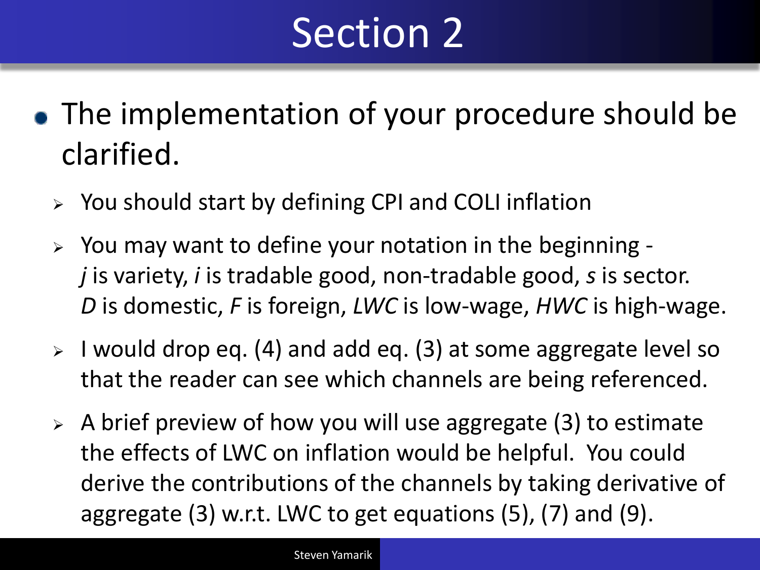# Section 2

- The implementation of your procedure should be clarified.
  - You should start by defining CPI and COLI inflation
  - You may want to define your notation in the beginning - *j* is variety, *i* is tradable good, non-tradable good, *s* is sector. *D* is domestic, *F* is foreign, *LWC* is low-wage, *HWC* is high-wage.
  - I would drop eq. (4) and add eq. (3) at some aggregate level so that the reader can see which channels are being referenced.
  - A brief preview of how you will use aggregate (3) to estimate the effects of LWC on inflation would be helpful. You could derive the contributions of the channels by taking derivative of aggregate (3) w.r.t. LWC to get equations (5), (7) and (9).

Steven Yamarik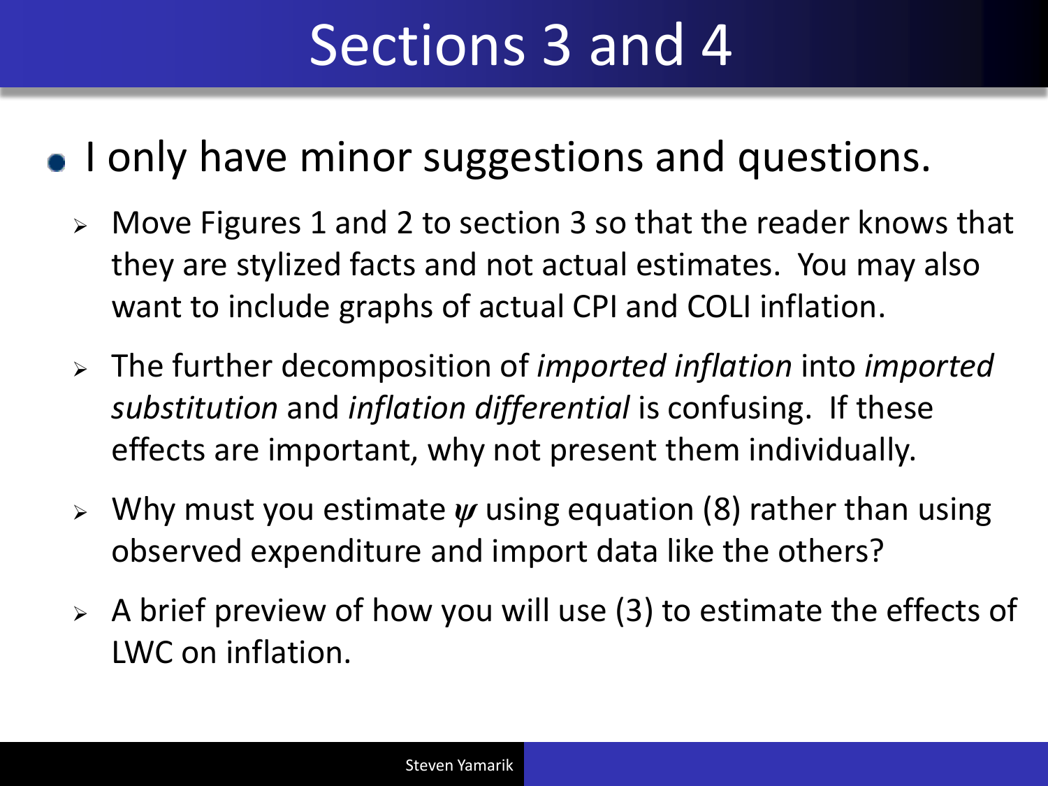# Sections 3 and 4

- I only have minor suggestions and questions.
  - Move Figures 1 and 2 to section 3 so that the reader knows that they are stylized facts and not actual estimates. You may also want to include graphs of actual CPI and COLI inflation.
  - The further decomposition of *imported inflation* into *imported substitution* and *inflation differential* is confusing. If these effects are important, why not present them individually.
  - Why must you estimate $\psi$ using equation (8) rather than using observed expenditure and import data like the others?
  - A brief preview of how you will use (3) to estimate the effects of LWC on inflation.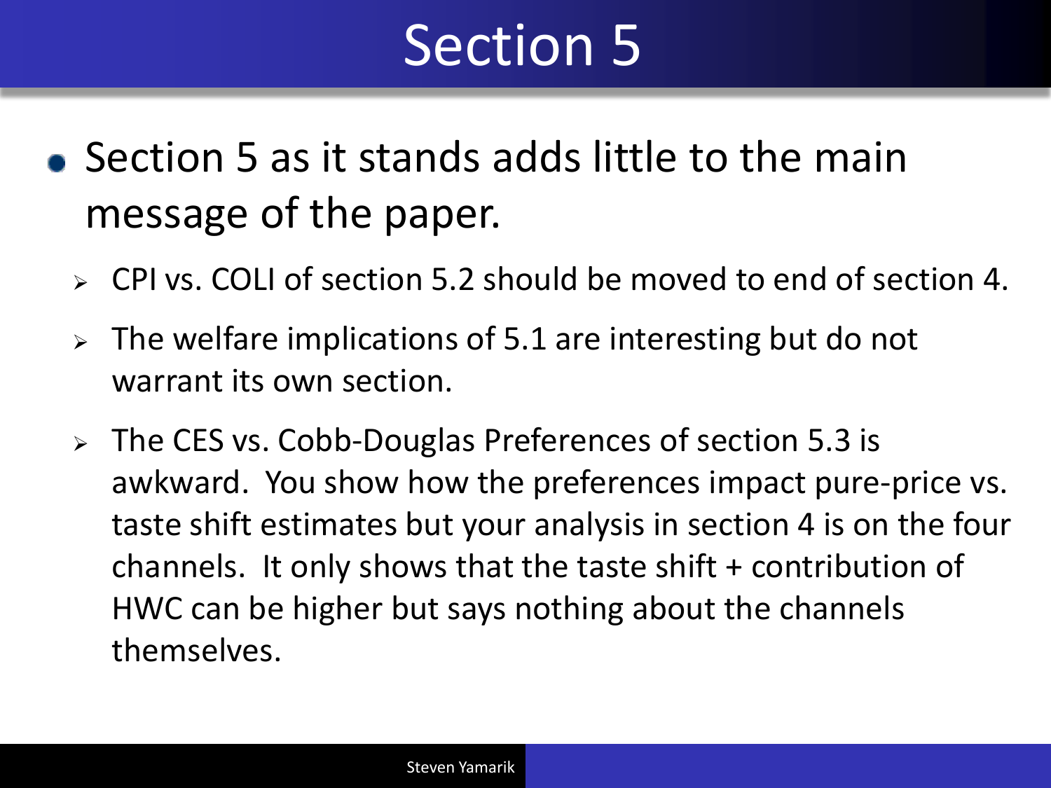# Section 5

- Section 5 as it stands adds little to the main message of the paper.
  - CPI vs. COLI of section 5.2 should be moved to end of section 4.
  - The welfare implications of 5.1 are interesting but do not warrant its own section.
  - The CES vs. Cobb-Douglas Preferences of section 5.3 is awkward. You show how the preferences impact pure-price vs. taste shift estimates but your analysis in section 4 is on the four channels. It only shows that the taste shift + contribution of HWC can be higher but says nothing about the channels themselves.